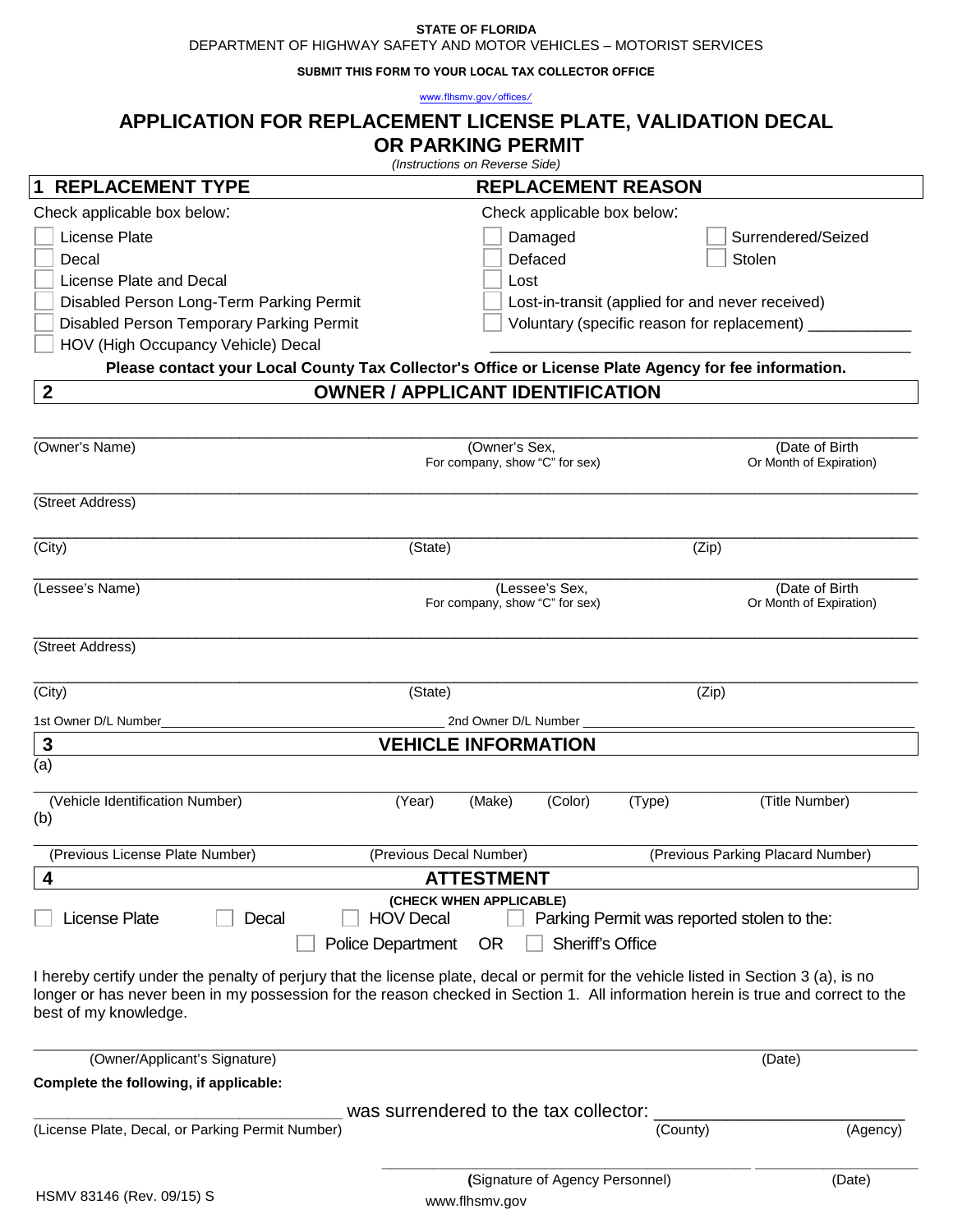**STATE OF FLORIDA**
DEPARTMENT OF HIGHWAY SAFETY AND MOTOR VEHICLES – MOTORIST SERVICES

**SUBMIT THIS FORM TO YOUR LOCAL TAX COLLECTOR OFFICE**

www.flhsmv.gov/offices/

# APPLICATION FOR REPLACEMENT LICENSE PLATE, VALIDATION DECAL OR PARKING PERMIT

*(Instructions on Reverse Side)*

## 1 REPLACEMENT TYPE

Check applicable box below:

- ☐ License Plate
- ☐ Decal
- ☐ License Plate and Decal
- ☐ Disabled Person Long-Term Parking Permit
- ☐ Disabled Person Temporary Parking Permit
- ☐ HOV (High Occupancy Vehicle) Decal

## REPLACEMENT REASON

Check applicable box below:

- ☐ Damaged
- ☐ Defaced
- ☐ Lost
- ☐ Lost-in-transit (applied for and never received)
- ☐ Voluntary (specific reason for replacement) ____________
- ☐ Surrendered/Seized
- ☐ Stolen

**Please contact your Local County Tax Collector's Office or License Plate Agency for fee information.**

## 2 OWNER / APPLICANT IDENTIFICATION

(Owner's Name) ____________ (Owner's Sex, For company, show "C" for sex) ____________ (Date of Birth Or Month of Expiration) ____________

(Street Address) ____________

(City) ____________ (State) ____________ (Zip) ____________

(Lessee's Name) ____________ (Lessee's Sex, For company, show "C" for sex) ____________ (Date of Birth Or Month of Expiration) ____________

(Street Address) ____________

(City) ____________ (State) ____________ (Zip) ____________

1st Owner D/L Number ____________ 2nd Owner D/L Number ____________

## 3 VEHICLE INFORMATION

(a)

(Vehicle Identification Number) ____________ (Year) ____ (Make) ____ (Color) ____ (Type) ____ (Title Number) ____________

(b)

(Previous License Plate Number) ____________ (Previous Decal Number) ____________ (Previous Parking Placard Number) ____________

## 4 ATTESTMENT

**(CHECK WHEN APPLICABLE)**

☐ License Plate ☐ Decal ☐ HOV Decal ☐ Parking Permit was reported stolen to the:

☐ Police Department OR ☐ Sheriff's Office

I hereby certify under the penalty of perjury that the license plate, decal or permit for the vehicle listed in Section 3 (a), is no longer or has never been in my possession for the reason checked in Section 1. All information herein is true and correct to the best of my knowledge.

(Owner/Applicant's Signature) ____________ (Date) ____________

**Complete the following, if applicable:**

____________ was surrendered to the tax collector: ____________
(License Plate, Decal, or Parking Permit Number) (County) (Agency)

____________ ____________
**(**Signature of Agency Personnel) (Date)

HSMV 83146 (Rev. 09/15) S

www.flhsmv.gov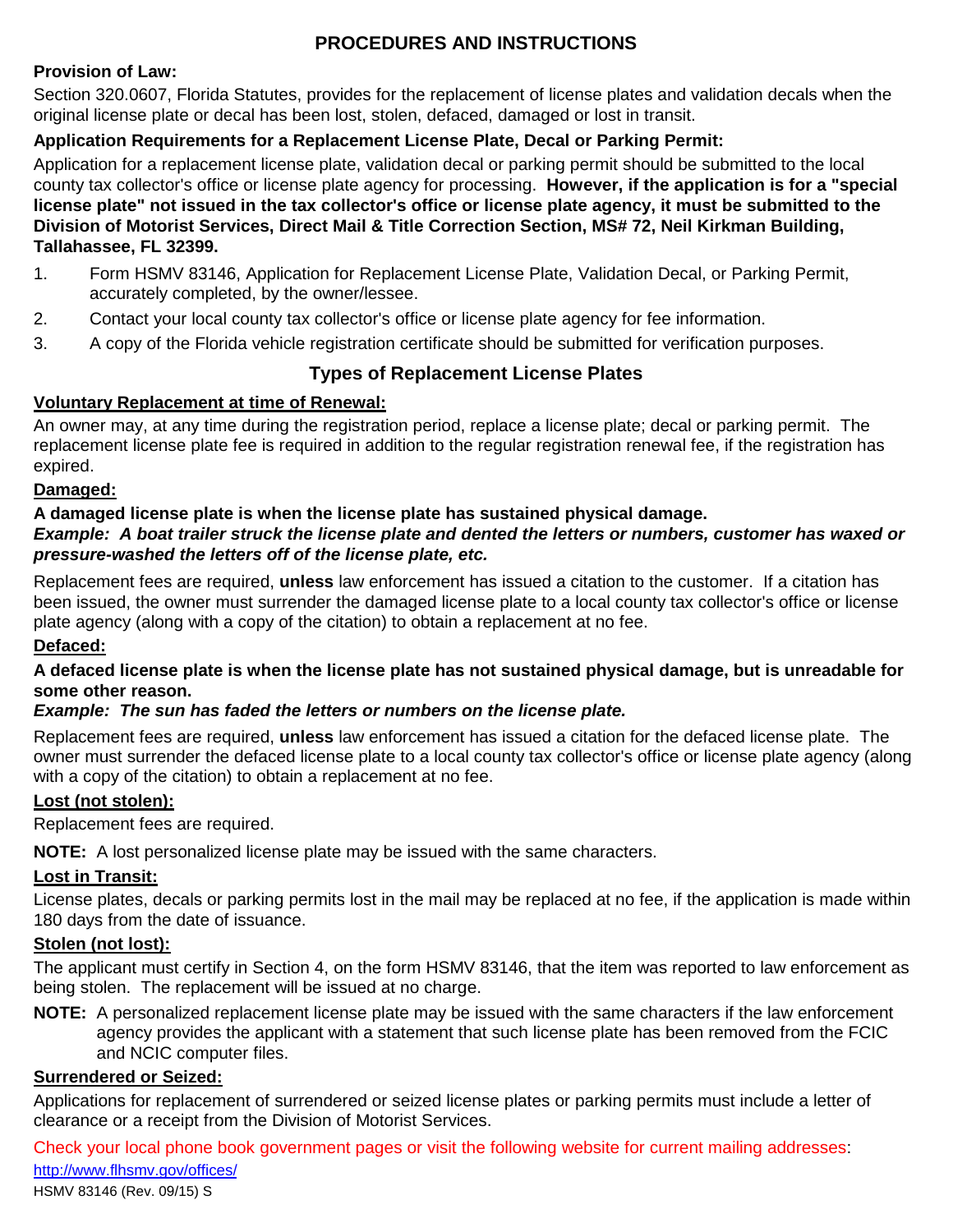# PROCEDURES AND INSTRUCTIONS

**Provision of Law:**

Section 320.0607, Florida Statutes, provides for the replacement of license plates and validation decals when the original license plate or decal has been lost, stolen, defaced, damaged or lost in transit.

**Application Requirements for a Replacement License Plate, Decal or Parking Permit:**

Application for a replacement license plate, validation decal or parking permit should be submitted to the local county tax collector's office or license plate agency for processing. **However, if the application is for a "special license plate" not issued in the tax collector's office or license plate agency, it must be submitted to the Division of Motorist Services, Direct Mail & Title Correction Section, MS# 72, Neil Kirkman Building, Tallahassee, FL 32399.**

1. Form HSMV 83146, Application for Replacement License Plate, Validation Decal, or Parking Permit, accurately completed, by the owner/lessee.
2. Contact your local county tax collector's office or license plate agency for fee information.
3. A copy of the Florida vehicle registration certificate should be submitted for verification purposes.

## Types of Replacement License Plates

**Voluntary Replacement at time of Renewal:**

An owner may, at any time during the registration period, replace a license plate; decal or parking permit. The replacement license plate fee is required in addition to the regular registration renewal fee, if the registration has expired.

**Damaged:**

**A damaged license plate is when the license plate has sustained physical damage.**
***Example: A boat trailer struck the license plate and dented the letters or numbers, customer has waxed or pressure-washed the letters off of the license plate, etc.***

Replacement fees are required, **unless** law enforcement has issued a citation to the customer. If a citation has been issued, the owner must surrender the damaged license plate to a local county tax collector's office or license plate agency (along with a copy of the citation) to obtain a replacement at no fee.

**Defaced:**

**A defaced license plate is when the license plate has not sustained physical damage, but is unreadable for some other reason.**
***Example: The sun has faded the letters or numbers on the license plate.***

Replacement fees are required, **unless** law enforcement has issued a citation for the defaced license plate. The owner must surrender the defaced license plate to a local county tax collector's office or license plate agency (along with a copy of the citation) to obtain a replacement at no fee.

**Lost (not stolen):**

Replacement fees are required.

**NOTE:** A lost personalized license plate may be issued with the same characters.

**Lost in Transit:**

License plates, decals or parking permits lost in the mail may be replaced at no fee, if the application is made within 180 days from the date of issuance.

**Stolen (not lost):**

The applicant must certify in Section 4, on the form HSMV 83146, that the item was reported to law enforcement as being stolen. The replacement will be issued at no charge.

**NOTE:** A personalized replacement license plate may be issued with the same characters if the law enforcement agency provides the applicant with a statement that such license plate has been removed from the FCIC and NCIC computer files.

**Surrendered or Seized:**

Applications for replacement of surrendered or seized license plates or parking permits must include a letter of clearance or a receipt from the Division of Motorist Services.

Check your local phone book government pages or visit the following website for current mailing addresses:
http://www.flhsmv.gov/offices/

HSMV 83146 (Rev. 09/15) S